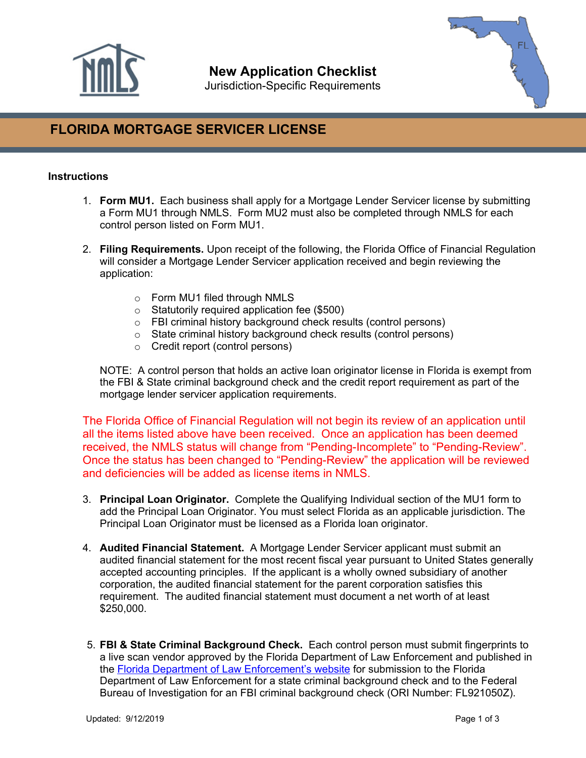# New Application Checklist

Jurisdiction-Specific Requirements

## FLORIDA MORTGAGE SERVICER LICENSE

**Instructions**

1. **Form MU1.** Each business shall apply for a Mortgage Lender Servicer license by submitting a Form MU1 through NMLS. Form MU2 must also be completed through NMLS for each control person listed on Form MU1.

2. **Filing Requirements.** Upon receipt of the following, the Florida Office of Financial Regulation will consider a Mortgage Lender Servicer application received and begin reviewing the application:

   - Form MU1 filed through NMLS
   - Statutorily required application fee ($500)
   - FBI criminal history background check results (control persons)
   - State criminal history background check results (control persons)
   - Credit report (control persons)

   NOTE: A control person that holds an active loan originator license in Florida is exempt from the FBI & State criminal background check and the credit report requirement as part of the mortgage lender servicer application requirements.

The Florida Office of Financial Regulation will not begin its review of an application until all the items listed above have been received. Once an application has been deemed received, the NMLS status will change from "Pending-Incomplete" to "Pending-Review". Once the status has been changed to "Pending-Review" the application will be reviewed and deficiencies will be added as license items in NMLS.

3. **Principal Loan Originator.** Complete the Qualifying Individual section of the MU1 form to add the Principal Loan Originator. You must select Florida as an applicable jurisdiction. The Principal Loan Originator must be licensed as a Florida loan originator.

4. **Audited Financial Statement.** A Mortgage Lender Servicer applicant must submit an audited financial statement for the most recent fiscal year pursuant to United States generally accepted accounting principles. If the applicant is a wholly owned subsidiary of another corporation, the audited financial statement for the parent corporation satisfies this requirement. The audited financial statement must document a net worth of at least $250,000.

5. **FBI & State Criminal Background Check.** Each control person must submit fingerprints to a live scan vendor approved by the Florida Department of Law Enforcement and published in the Florida Department of Law Enforcement's website for submission to the Florida Department of Law Enforcement for a state criminal background check and to the Federal Bureau of Investigation for an FBI criminal background check (ORI Number: FL921050Z).

Updated: 9/12/2019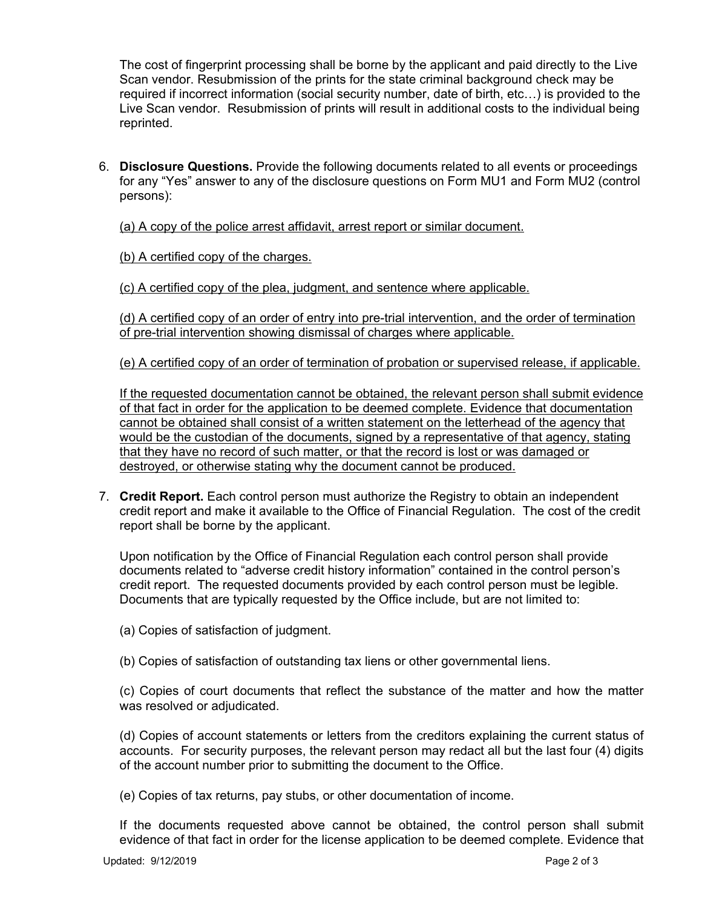The cost of fingerprint processing shall be borne by the applicant and paid directly to the Live Scan vendor. Resubmission of the prints for the state criminal background check may be required if incorrect information (social security number, date of birth, etc…) is provided to the Live Scan vendor. Resubmission of prints will result in additional costs to the individual being reprinted.

6. **Disclosure Questions.** Provide the following documents related to all events or proceedings for any "Yes" answer to any of the disclosure questions on Form MU1 and Form MU2 (control persons):

   <u>(a) A copy of the police arrest affidavit, arrest report or similar document.</u>

   <u>(b) A certified copy of the charges.</u>

   <u>(c) A certified copy of the plea, judgment, and sentence where applicable.</u>

   <u>(d) A certified copy of an order of entry into pre-trial intervention, and the order of termination of pre-trial intervention showing dismissal of charges where applicable.</u>

   <u>(e) A certified copy of an order of termination of probation or supervised release, if applicable.</u>

   <u>If the requested documentation cannot be obtained, the relevant person shall submit evidence of that fact in order for the application to be deemed complete. Evidence that documentation cannot be obtained shall consist of a written statement on the letterhead of the agency that would be the custodian of the documents, signed by a representative of that agency, stating that they have no record of such matter, or that the record is lost or was damaged or destroyed, or otherwise stating why the document cannot be produced.</u>

7. **Credit Report.** Each control person must authorize the Registry to obtain an independent credit report and make it available to the Office of Financial Regulation. The cost of the credit report shall be borne by the applicant.

   Upon notification by the Office of Financial Regulation each control person shall provide documents related to "adverse credit history information" contained in the control person's credit report. The requested documents provided by each control person must be legible. Documents that are typically requested by the Office include, but are not limited to:

   (a) Copies of satisfaction of judgment.

   (b) Copies of satisfaction of outstanding tax liens or other governmental liens.

   (c) Copies of court documents that reflect the substance of the matter and how the matter was resolved or adjudicated.

   (d) Copies of account statements or letters from the creditors explaining the current status of accounts. For security purposes, the relevant person may redact all but the last four (4) digits of the account number prior to submitting the document to the Office.

   (e) Copies of tax returns, pay stubs, or other documentation of income.

   If the documents requested above cannot be obtained, the control person shall submit evidence of that fact in order for the license application to be deemed complete. Evidence that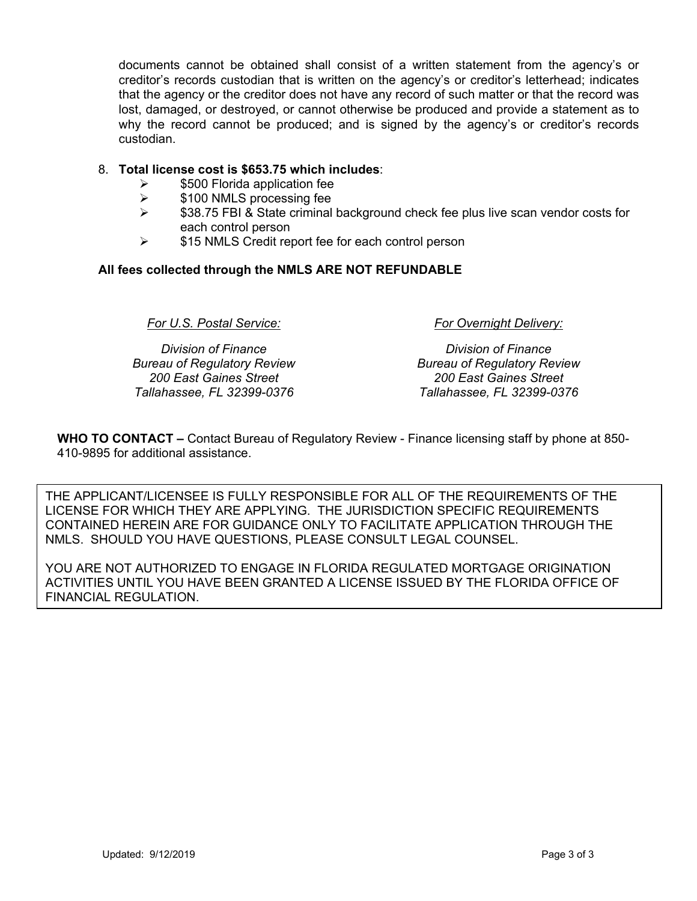documents cannot be obtained shall consist of a written statement from the agency's or creditor's records custodian that is written on the agency's or creditor's letterhead; indicates that the agency or the creditor does not have any record of such matter or that the record was lost, damaged, or destroyed, or cannot otherwise be produced and provide a statement as to why the record cannot be produced; and is signed by the agency's or creditor's records custodian.

8. **Total license cost is $653.75 which includes**:
   - $500 Florida application fee
   - $100 NMLS processing fee
   - $38.75 FBI & State criminal background check fee plus live scan vendor costs for each control person
   - $15 NMLS Credit report fee for each control person

**All fees collected through the NMLS ARE NOT REFUNDABLE**

*For U.S. Postal Service:*

*Division of Finance*
*Bureau of Regulatory Review*
*200 East Gaines Street*
*Tallahassee, FL 32399-0376*

*For Overnight Delivery:*

*Division of Finance*
*Bureau of Regulatory Review*
*200 East Gaines Street*
*Tallahassee, FL 32399-0376*

**WHO TO CONTACT –** Contact Bureau of Regulatory Review - Finance licensing staff by phone at 850-410-9895 for additional assistance.

THE APPLICANT/LICENSEE IS FULLY RESPONSIBLE FOR ALL OF THE REQUIREMENTS OF THE LICENSE FOR WHICH THEY ARE APPLYING. THE JURISDICTION SPECIFIC REQUIREMENTS CONTAINED HEREIN ARE FOR GUIDANCE ONLY TO FACILITATE APPLICATION THROUGH THE NMLS. SHOULD YOU HAVE QUESTIONS, PLEASE CONSULT LEGAL COUNSEL.

YOU ARE NOT AUTHORIZED TO ENGAGE IN FLORIDA REGULATED MORTGAGE ORIGINATION ACTIVITIES UNTIL YOU HAVE BEEN GRANTED A LICENSE ISSUED BY THE FLORIDA OFFICE OF FINANCIAL REGULATION.

Updated: 9/12/2019